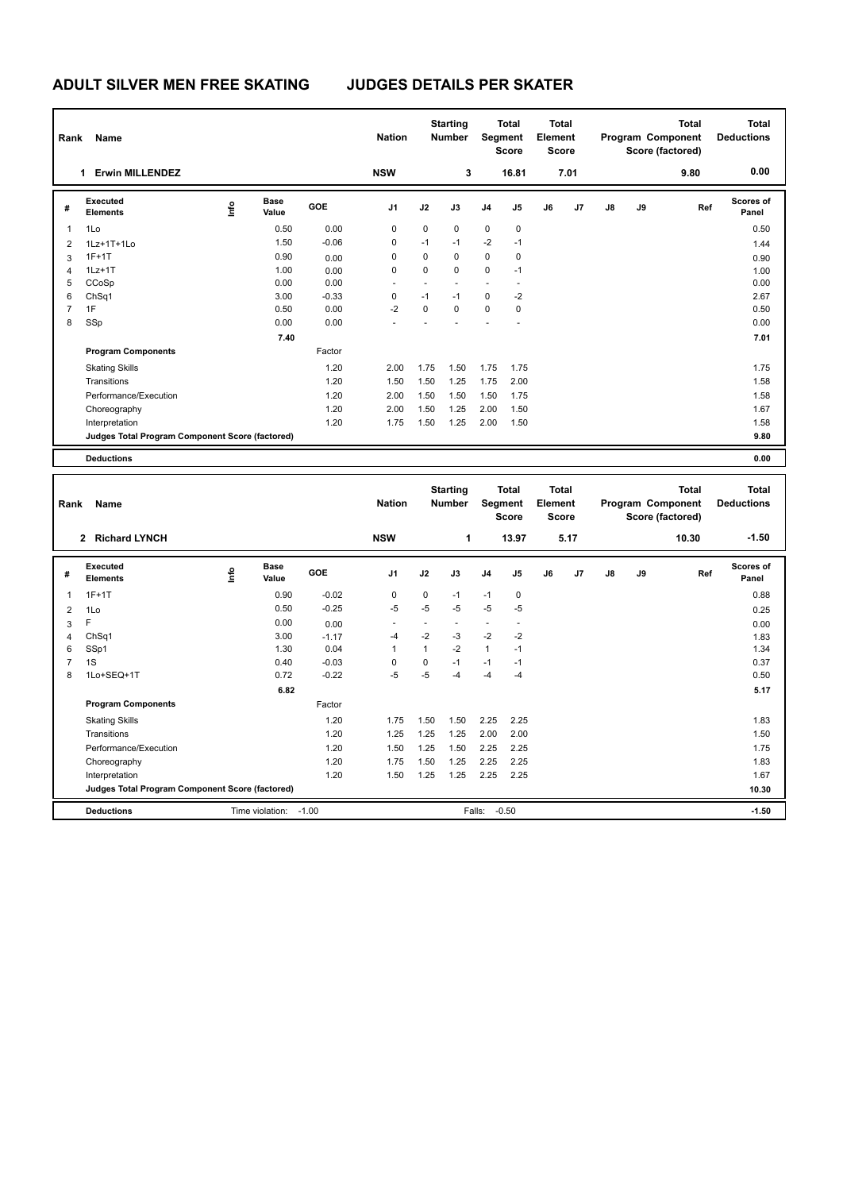# ADULT SILVER MEN FREE SKATING JUDGES DETAILS PER SKATER

| Rank | Name | Nation | Starting Number | Total Segment Score | Total Element Score | Total Program Component Score (factored) | Total Deductions |
|---|---|---|---|---|---|---|---|
| 1 | Erwin MILLENDEZ | NSW | 3 | 16.81 | 7.01 | 9.80 | 0.00 |

| # | Executed Elements | Info | Base Value | GOE | J1 | J2 | J3 | J4 | J5 | J6 | J7 | J8 | J9 | Ref | Scores of Panel |
|---|---|---|---|---|---|---|---|---|---|---|---|---|---|---|---|
| 1 | 1Lo | | 0.50 | 0.00 | 0 | 0 | 0 | 0 | 0 | | | | | | 0.50 |
| 2 | 1Lz+1T+1Lo | | 1.50 | -0.06 | 0 | -1 | -1 | -2 | -1 | | | | | | 1.44 |
| 3 | 1F+1T | | 0.90 | 0.00 | 0 | 0 | 0 | 0 | 0 | | | | | | 0.90 |
| 4 | 1Lz+1T | | 1.00 | 0.00 | 0 | 0 | 0 | 0 | -1 | | | | | | 1.00 |
| 5 | CCoSp | | 0.00 | 0.00 | - | - | - | - | - | | | | | | 0.00 |
| 6 | ChSq1 | | 3.00 | -0.33 | 0 | -1 | -1 | 0 | -2 | | | | | | 2.67 |
| 7 | 1F | | 0.50 | 0.00 | -2 | 0 | 0 | 0 | 0 | | | | | | 0.50 |
| 8 | SSp | | 0.00 | 0.00 | - | - | - | - | - | | | | | | 0.00 |
| | | | 7.40 | | | | | | | | | | | | 7.01 |
| | **Program Components** | | | Factor | | | | | | | | | | | |
| | Skating Skills | | | 1.20 | 2.00 | 1.75 | 1.50 | 1.75 | 1.75 | | | | | | 1.75 |
| | Transitions | | | 1.20 | 1.50 | 1.50 | 1.25 | 1.75 | 2.00 | | | | | | 1.58 |
| | Performance/Execution | | | 1.20 | 2.00 | 1.50 | 1.50 | 1.50 | 1.75 | | | | | | 1.58 |
| | Choreography | | | 1.20 | 2.00 | 1.50 | 1.25 | 2.00 | 1.50 | | | | | | 1.67 |
| | Interpretation | | | 1.20 | 1.75 | 1.50 | 1.25 | 2.00 | 1.50 | | | | | | 1.58 |
| | **Judges Total Program Component Score (factored)** | | | | | | | | | | | | | | 9.80 |
| | **Deductions** | | | | | | | | | | | | | | 0.00 |

| Rank | Name | Nation | Starting Number | Total Segment Score | Total Element Score | Total Program Component Score (factored) | Total Deductions |
|---|---|---|---|---|---|---|---|
| 2 | Richard LYNCH | NSW | 1 | 13.97 | 5.17 | 10.30 | -1.50 |

| # | Executed Elements | Info | Base Value | GOE | J1 | J2 | J3 | J4 | J5 | J6 | J7 | J8 | J9 | Ref | Scores of Panel |
|---|---|---|---|---|---|---|---|---|---|---|---|---|---|---|---|
| 1 | 1F+1T | | 0.90 | -0.02 | 0 | 0 | -1 | -1 | 0 | | | | | | 0.88 |
| 2 | 1Lo | | 0.50 | -0.25 | -5 | -5 | -5 | -5 | -5 | | | | | | 0.25 |
| 3 | F | | 0.00 | 0.00 | - | - | - | - | - | | | | | | 0.00 |
| 4 | ChSq1 | | 3.00 | -1.17 | -4 | -2 | -3 | -2 | -2 | | | | | | 1.83 |
| 6 | SSp1 | | 1.30 | 0.04 | 1 | 1 | -2 | 1 | -1 | | | | | | 1.34 |
| 7 | 1S | | 0.40 | -0.03 | 0 | 0 | -1 | -1 | -1 | | | | | | 0.37 |
| 8 | 1Lo+SEQ+1T | | 0.72 | -0.22 | -5 | -5 | -4 | -4 | -4 | | | | | | 0.50 |
| | | | 6.82 | | | | | | | | | | | | 5.17 |
| | **Program Components** | | | Factor | | | | | | | | | | | |
| | Skating Skills | | | 1.20 | 1.75 | 1.50 | 1.50 | 2.25 | 2.25 | | | | | | 1.83 |
| | Transitions | | | 1.20 | 1.25 | 1.25 | 1.25 | 2.00 | 2.00 | | | | | | 1.50 |
| | Performance/Execution | | | 1.20 | 1.50 | 1.25 | 1.50 | 2.25 | 2.25 | | | | | | 1.75 |
| | Choreography | | | 1.20 | 1.75 | 1.50 | 1.25 | 2.25 | 2.25 | | | | | | 1.83 |
| | Interpretation | | | 1.20 | 1.50 | 1.25 | 1.25 | 2.25 | 2.25 | | | | | | 1.67 |
| | **Judges Total Program Component Score (factored)** | | | | | | | | | | | | | | 10.30 |
| | **Deductions** | Time violation: -1.00 | | | | | Falls: -0.50 | | | | | | | | -1.50 |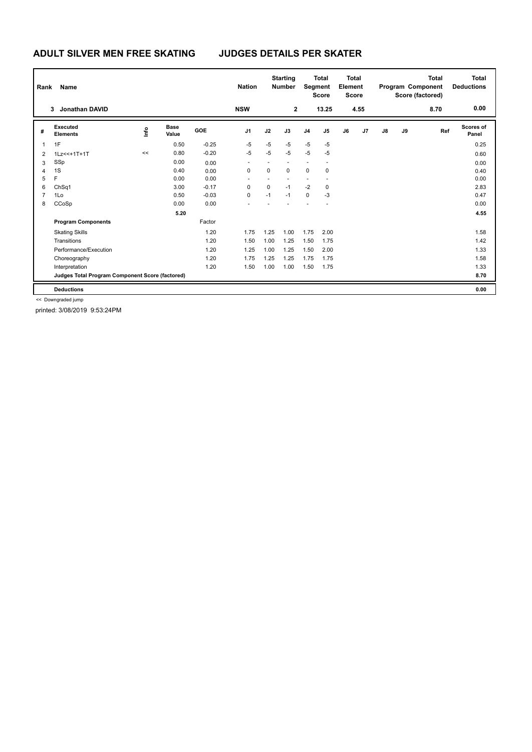# ADULT SILVER MEN FREE SKATING JUDGES DETAILS PER SKATER

| Rank | Name | Nation | Starting Number | Total Segment Score | Total Element Score | Total Program Component Score (factored) | Total Deductions |
|---|---|---|---|---|---|---|---|
| 3 | Jonathan DAVID | NSW | 2 | 13.25 | 4.55 | 8.70 | 0.00 |

| # | Executed Elements | Info | Base Value | GOE | J1 | J2 | J3 | J4 | J5 | J6 | J7 | J8 | J9 | Ref | Scores of Panel |
|---|---|---|---|---|---|---|---|---|---|---|---|---|---|---|---|
| 1 | 1F | | 0.50 | -0.25 | -5 | -5 | -5 | -5 | -5 | | | | | | 0.25 |
| 2 | 1Lz<<+1T+1T | << | 0.80 | -0.20 | -5 | -5 | -5 | -5 | -5 | | | | | | 0.60 |
| 3 | SSp | | 0.00 | 0.00 | - | - | - | - | - | | | | | | 0.00 |
| 4 | 1S | | 0.40 | 0.00 | 0 | 0 | 0 | 0 | 0 | | | | | | 0.40 |
| 5 | F | | 0.00 | 0.00 | - | - | - | - | - | | | | | | 0.00 |
| 6 | ChSq1 | | 3.00 | -0.17 | 0 | 0 | -1 | -2 | 0 | | | | | | 2.83 |
| 7 | 1Lo | | 0.50 | -0.03 | 0 | -1 | -1 | 0 | -3 | | | | | | 0.47 |
| 8 | CCoSp | | 0.00 | 0.00 | - | - | - | - | - | | | | | | 0.00 |
| | | | 5.20 | | | | | | | | | | | | 4.55 |
| | **Program Components** | | | Factor | | | | | | | | | | | |
| | Skating Skills | | | 1.20 | 1.75 | 1.25 | 1.00 | 1.75 | 2.00 | | | | | | 1.58 |
| | Transitions | | | 1.20 | 1.50 | 1.00 | 1.25 | 1.50 | 1.75 | | | | | | 1.42 |
| | Performance/Execution | | | 1.20 | 1.25 | 1.00 | 1.25 | 1.50 | 2.00 | | | | | | 1.33 |
| | Choreography | | | 1.20 | 1.75 | 1.25 | 1.25 | 1.75 | 1.75 | | | | | | 1.58 |
| | Interpretation | | | 1.20 | 1.50 | 1.00 | 1.00 | 1.50 | 1.75 | | | | | | 1.33 |
| | **Judges Total Program Component Score (factored)** | | | | | | | | | | | | | | 8.70 |
| | **Deductions** | | | | | | | | | | | | | | 0.00 |

<< Downgraded jump

printed: 3/08/2019 9:53:24PM